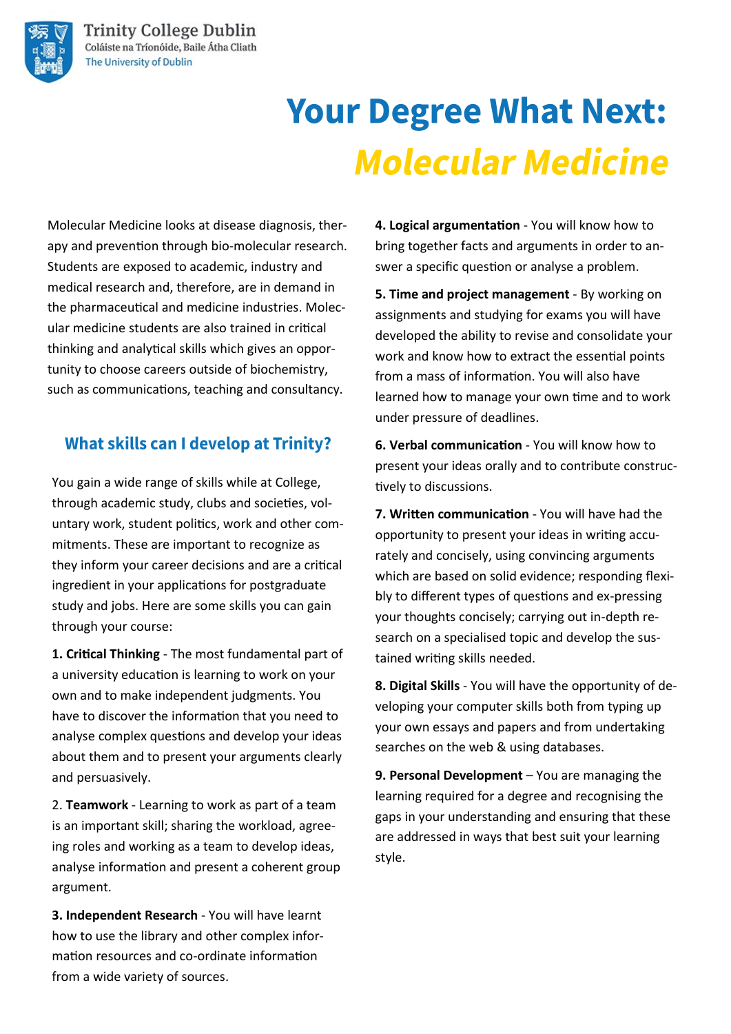Trinity College Dublin
Coláiste na Tríonóide, Baile Átha Cliath
The University of Dublin

# Your Degree What Next: *Molecular Medicine*

Molecular Medicine looks at disease diagnosis, therapy and prevention through bio-molecular research. Students are exposed to academic, industry and medical research and, therefore, are in demand in the pharmaceutical and medicine industries. Molecular medicine students are also trained in critical thinking and analytical skills which gives an opportunity to choose careers outside of biochemistry, such as communications, teaching and consultancy.

## What skills can I develop at Trinity?

You gain a wide range of skills while at College, through academic study, clubs and societies, voluntary work, student politics, work and other commitments. These are important to recognize as they inform your career decisions and are a critical ingredient in your applications for postgraduate study and jobs. Here are some skills you can gain through your course:

**1. Critical Thinking** - The most fundamental part of a university education is learning to work on your own and to make independent judgments. You have to discover the information that you need to analyse complex questions and develop your ideas about them and to present your arguments clearly and persuasively.

2. **Teamwork** - Learning to work as part of a team is an important skill; sharing the workload, agreeing roles and working as a team to develop ideas, analyse information and present a coherent group argument.

**3. Independent Research** - You will have learnt how to use the library and other complex information resources and co-ordinate information from a wide variety of sources.

**4. Logical argumentation** - You will know how to bring together facts and arguments in order to answer a specific question or analyse a problem.

**5. Time and project management** - By working on assignments and studying for exams you will have developed the ability to revise and consolidate your work and know how to extract the essential points from a mass of information. You will also have learned how to manage your own time and to work under pressure of deadlines.

**6. Verbal communication** - You will know how to present your ideas orally and to contribute constructively to discussions.

**7. Written communication** - You will have had the opportunity to present your ideas in writing accurately and concisely, using convincing arguments which are based on solid evidence; responding flexibly to different types of questions and ex-pressing your thoughts concisely; carrying out in-depth research on a specialised topic and develop the sustained writing skills needed.

**8. Digital Skills** - You will have the opportunity of developing your computer skills both from typing up your own essays and papers and from undertaking searches on the web & using databases.

**9. Personal Development** – You are managing the learning required for a degree and recognising the gaps in your understanding and ensuring that these are addressed in ways that best suit your learning style.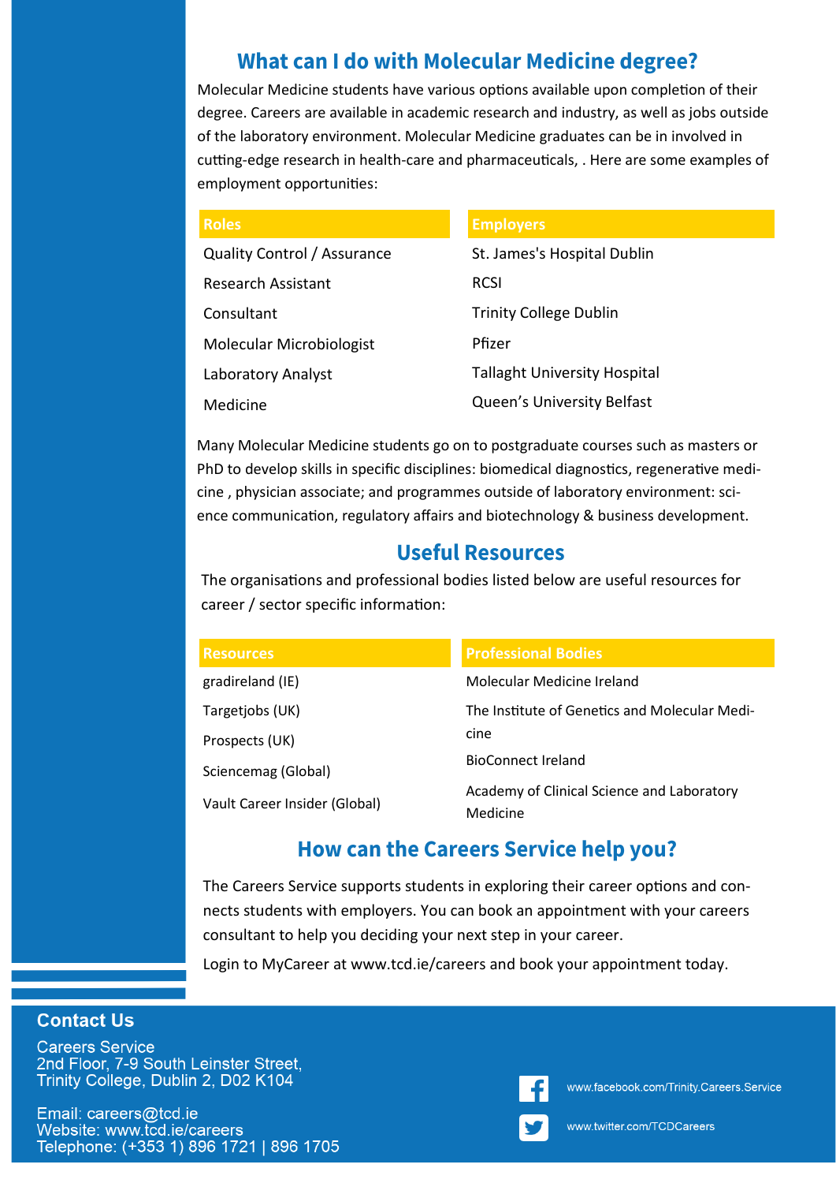## What can I do with Molecular Medicine degree?

Molecular Medicine students have various options available upon completion of their degree. Careers are available in academic research and industry, as well as jobs outside of the laboratory environment. Molecular Medicine graduates can be in involved in cutting-edge research in health-care and pharmaceuticals, . Here are some examples of employment opportunities:

| Roles | Employers |
|---|---|
| Quality Control / Assurance | St. James's Hospital Dublin |
| Research Assistant | RCSI |
| Consultant | Trinity College Dublin |
| Molecular Microbiologist | Pfizer |
| Laboratory Analyst | Tallaght University Hospital |
| Medicine | Queen's University Belfast |

Many Molecular Medicine students go on to postgraduate courses such as masters or PhD to develop skills in specific disciplines: biomedical diagnostics, regenerative medicine , physician associate; and programmes outside of laboratory environment: science communication, regulatory affairs and biotechnology & business development.

## Useful Resources

The organisations and professional bodies listed below are useful resources for career / sector specific information:

| Resources | Professional Bodies |
|---|---|
| gradireland (IE) | Molecular Medicine Ireland |
| Targetjobs (UK) | The Institute of Genetics and Molecular Medicine |
| Prospects (UK) | BioConnect Ireland |
| Sciencemag (Global) | Academy of Clinical Science and Laboratory Medicine |
| Vault Career Insider (Global) | |

## How can the Careers Service help you?

The Careers Service supports students in exploring their career options and connects students with employers. You can book an appointment with your careers consultant to help you deciding your next step in your career.

Login to MyCareer at www.tcd.ie/careers and book your appointment today.

### Contact Us

Careers Service
2nd Floor, 7-9 South Leinster Street,
Trinity College, Dublin 2, D02 K104

Email: careers@tcd.ie
Website: www.tcd.ie/careers
Telephone: (+353 1) 896 1721 | 896 1705

www.facebook.com/Trinity.Careers.Service

www.twitter.com/TCDCareers